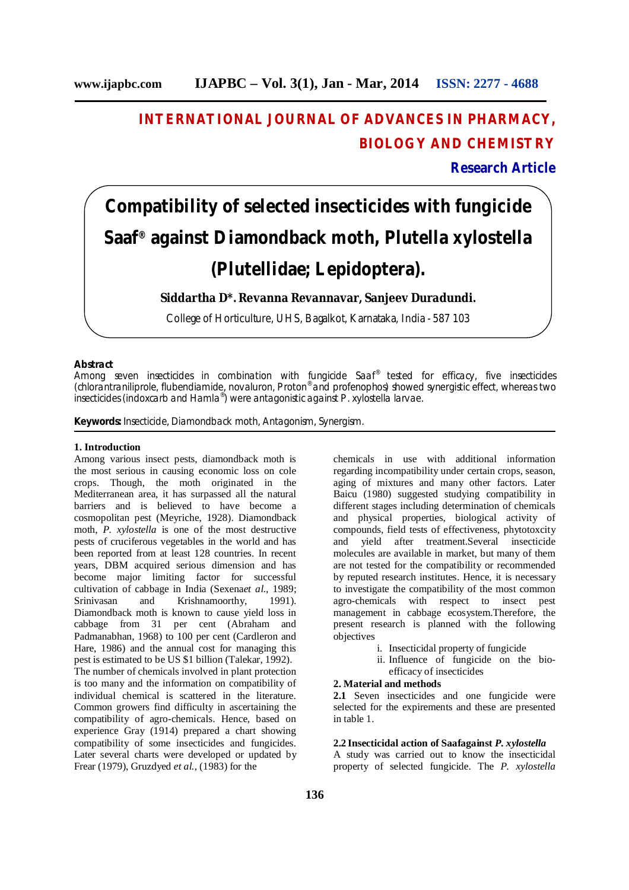# INTERNATIONAL JOURNAL OF ADVANCES IN PHARMACY, BIOLOGY AND CHEMISTRY

**Research Article**

# Compatibility of selected insecticides with fungicide Saaf® against Diamondback moth, *Plutella xylostella* (Plutellidae; Lepidoptera).

**Siddartha D\*. Revanna Revannavar, Sanjeev Duradundi.**

College of Horticulture, UHS, Bagalkot, Karnataka, India - 587 103

## Abstract

Among seven insecticides in combination with fungicide Saaf® tested for efficacy, five insecticides (chlorantraniliprole, flubendiamide, novaluron, Proton® and profenophos) showed synergistic effect, whereas two insecticides (indoxcarb and Hamla®) were antagonistic against *P. xylostella* larvae.

**Keywords:** Insecticide, Diamondback moth, Antagonism, Synergism.

## 1. Introduction

Among various insect pests, diamondback moth is the most serious in causing economic loss on cole crops. Though, the moth originated in the Mediterranean area, it has surpassed all the natural barriers and is believed to have become a cosmopolitan pest (Meyriche, 1928). Diamondback moth, *P. xylostella* is one of the most destructive pests of cruciferous vegetables in the world and has been reported from at least 128 countries. In recent years, DBM acquired serious dimension and has become major limiting factor for successful cultivation of cabbage in India (Sexena*et al.*, 1989; Srinivasan and Krishnamoorthy, 1991). Diamondback moth is known to cause yield loss in cabbage from 31 per cent (Abraham and Padmanabhan, 1968) to 100 per cent (Cardleron and Hare, 1986) and the annual cost for managing this pest is estimated to be US $1 billion (Talekar, 1992).

The number of chemicals involved in plant protection is too many and the information on compatibility of individual chemical is scattered in the literature. Common growers find difficulty in ascertaining the compatibility of agro-chemicals. Hence, based on experience Gray (1914) prepared a chart showing compatibility of some insecticides and fungicides. Later several charts were developed or updated by Frear (1979), Gruzdyed *et al.*, (1983) for the chemicals in use with additional information regarding incompatibility under certain crops, season, aging of mixtures and many other factors. Later Baicu (1980) suggested studying compatibility in different stages including determination of chemicals and physical properties, biological activity of compounds, field tests of effectiveness, phytotoxcity and yield after treatment.Several insecticide molecules are available in market, but many of them are not tested for the compatibility or recommended by reputed research institutes. Hence, it is necessary to investigate the compatibility of the most common agro-chemicals with respect to insect pest management in cabbage ecosystem.Therefore, the present research is planned with the following objectives

i. Insecticidal property of fungicide
ii. Influence of fungicide on the bio-efficacy of insecticides

## 2. Material and methods

**2.1** Seven insecticides and one fungicide were selected for the expirements and these are presented in table 1.

### 2.2 Insecticidal action of Saafagainst *P. xylostella*

A study was carried out to know the insecticidal property of selected fungicide. The *P. xylostella*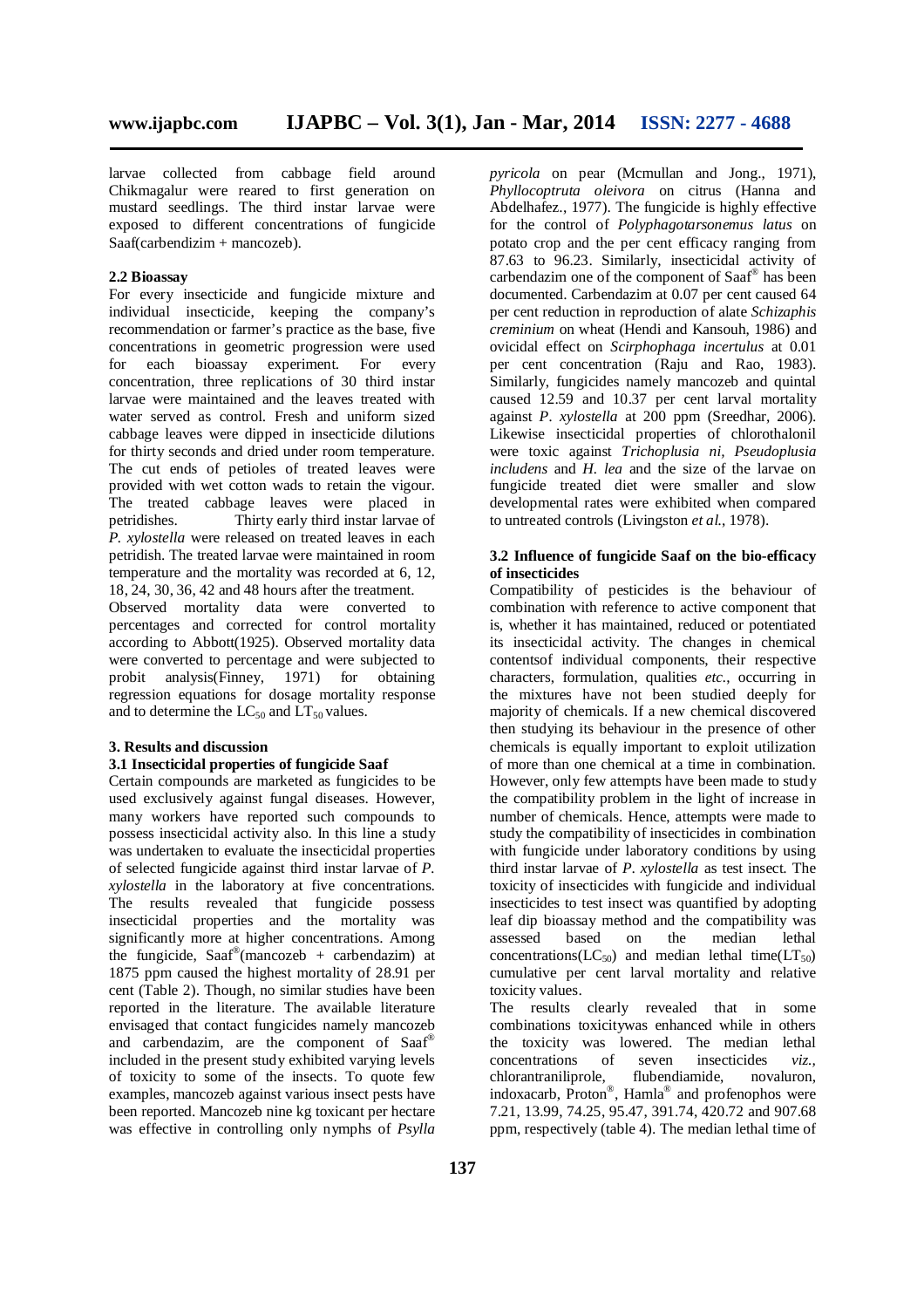larvae collected from cabbage field around Chikmagalur were reared to first generation on mustard seedlings. The third instar larvae were exposed to different concentrations of fungicide Saaf(carbendizim + mancozeb).

### 2.2 Bioassay

For every insecticide and fungicide mixture and individual insecticide, keeping the company's recommendation or farmer's practice as the base, five concentrations in geometric progression were used for each bioassay experiment. For every concentration, three replications of 30 third instar larvae were maintained and the leaves treated with water served as control. Fresh and uniform sized cabbage leaves were dipped in insecticide dilutions for thirty seconds and dried under room temperature. The cut ends of petioles of treated leaves were provided with wet cotton wads to retain the vigour. The treated cabbage leaves were placed in petridishes. Thirty early third instar larvae of *P. xylostella* were released on treated leaves in each petridish. The treated larvae were maintained in room temperature and the mortality was recorded at 6, 12, 18, 24, 30, 36, 42 and 48 hours after the treatment.

Observed mortality data were converted to percentages and corrected for control mortality according to Abbott(1925). Observed mortality data were converted to percentage and were subjected to probit analysis(Finney, 1971) for obtaining regression equations for dosage mortality response and to determine the $LC_{50}$ and $LT_{50}$ values.

## 3. Results and discussion

### 3.1 Insecticidal properties of fungicide Saaf

Certain compounds are marketed as fungicides to be used exclusively against fungal diseases. However, many workers have reported such compounds to possess insecticidal activity also. In this line a study was undertaken to evaluate the insecticidal properties of selected fungicide against third instar larvae of *P. xylostella* in the laboratory at five concentrations. The results revealed that fungicide possess insecticidal properties and the mortality was significantly more at higher concentrations. Among the fungicide, Saaf®(mancozeb + carbendazim) at 1875 ppm caused the highest mortality of 28.91 per cent (Table 2). Though, no similar studies have been reported in the literature. The available literature envisaged that contact fungicides namely mancozeb and carbendazim, are the component of Saaf® included in the present study exhibited varying levels of toxicity to some of the insects. To quote few examples, mancozeb against various insect pests have been reported. Mancozeb nine kg toxicant per hectare was effective in controlling only nymphs of *Psylla pyricola* on pear (Mcmullan and Jong., 1971), *Phyllocoptruta oleivora* on citrus (Hanna and Abdelhafez., 1977). The fungicide is highly effective for the control of *Polyphagotarsonemus latus* on potato crop and the per cent efficacy ranging from 87.63 to 96.23. Similarly, insecticidal activity of carbendazim one of the component of Saaf® has been documented. Carbendazim at 0.07 per cent caused 64 per cent reduction in reproduction of alate *Schizaphis creminium* on wheat (Hendi and Kansouh, 1986) and ovicidal effect on *Scirphophaga incertulus* at 0.01 per cent concentration (Raju and Rao, 1983). Similarly, fungicides namely mancozeb and quintal caused 12.59 and 10.37 per cent larval mortality against *P. xylostella* at 200 ppm (Sreedhar, 2006). Likewise insecticidal properties of chlorothalonil were toxic against *Trichoplusia ni, Pseudoplusia includens* and *H. lea* and the size of the larvae on fungicide treated diet were smaller and slow developmental rates were exhibited when compared to untreated controls (Livingston *et al.*, 1978).

### 3.2 Influence of fungicide Saaf on the bio-efficacy of insecticides

Compatibility of pesticides is the behaviour of combination with reference to active component that is, whether it has maintained, reduced or potentiated its insecticidal activity. The changes in chemical contentsof individual components, their respective characters, formulation, qualities *etc.*, occurring in the mixtures have not been studied deeply for majority of chemicals. If a new chemical discovered then studying its behaviour in the presence of other chemicals is equally important to exploit utilization of more than one chemical at a time in combination. However, only few attempts have been made to study the compatibility problem in the light of increase in number of chemicals. Hence, attempts were made to study the compatibility of insecticides in combination with fungicide under laboratory conditions by using third instar larvae of *P. xylostella* as test insect. The toxicity of insecticides with fungicide and individual insecticides to test insect was quantified by adopting leaf dip bioassay method and the compatibility was assessed based on the median lethal concentrations($LC_{50}$) and median lethal time($LT_{50}$) cumulative per cent larval mortality and relative toxicity values.

The results clearly revealed that in some combinations toxicitywas enhanced while in others the toxicity was lowered. The median lethal concentrations of seven insecticides *viz.,* chlorantraniliprole, flubendiamide, novaluron, indoxacarb, Proton®, Hamla® and profenophos were 7.21, 13.99, 74.25, 95.47, 391.74, 420.72 and 907.68 ppm, respectively (table 4). The median lethal time of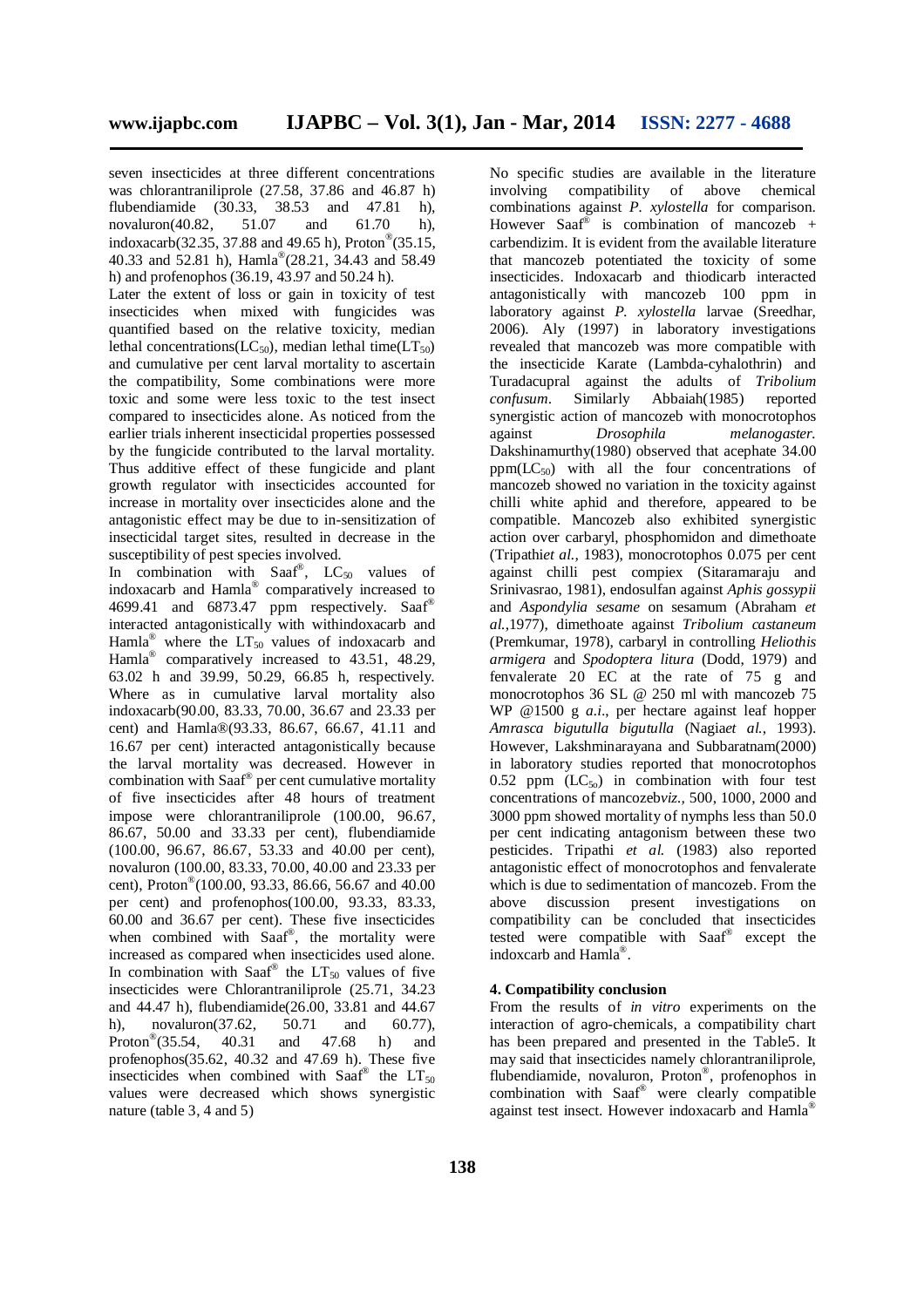seven insecticides at three different concentrations was chlorantraniliprole (27.58, 37.86 and 46.87 h) flubendiamide (30.33, 38.53 and 47.81 h), novaluron(40.82, 51.07 and 61.70 h), indoxacarb(32.35, 37.88 and 49.65 h), Proton®(35.15, 40.33 and 52.81 h), Hamla®(28.21, 34.43 and 58.49 h) and profenophos (36.19, 43.97 and 50.24 h).

Later the extent of loss or gain in toxicity of test insecticides when mixed with fungicides was quantified based on the relative toxicity, median lethal concentrations($LC_{50}$), median lethal time($LT_{50}$) and cumulative per cent larval mortality to ascertain the compatibility, Some combinations were more toxic and some were less toxic to the test insect compared to insecticides alone. As noticed from the earlier trials inherent insecticidal properties possessed by the fungicide contributed to the larval mortality. Thus additive effect of these fungicide and plant growth regulator with insecticides accounted for increase in mortality over insecticides alone and the antagonistic effect may be due to in-sensitization of insecticidal target sites, resulted in decrease in the susceptibility of pest species involved.

In combination with Saaf®, $LC_{50}$ values of indoxacarb and Hamla® comparatively increased to 4699.41 and 6873.47 ppm respectively. Saaf® interacted antagonistically with withindoxacarb and Hamla® where the $LT_{50}$ values of indoxacarb and Hamla® comparatively increased to 43.51, 48.29, 63.02 h and 39.99, 50.29, 66.85 h, respectively. Where as in cumulative larval mortality also indoxacarb(90.00, 83.33, 70.00, 36.67 and 23.33 per cent) and Hamla®(93.33, 86.67, 66.67, 41.11 and 16.67 per cent) interacted antagonistically because the larval mortality was decreased. However in combination with Saaf® per cent cumulative mortality of five insecticides after 48 hours of treatment impose were chlorantraniliprole (100.00, 96.67, 86.67, 50.00 and 33.33 per cent), flubendiamide (100.00, 96.67, 86.67, 53.33 and 40.00 per cent), novaluron (100.00, 83.33, 70.00, 40.00 and 23.33 per cent), Proton®(100.00, 93.33, 86.66, 56.67 and 40.00 per cent) and profenophos(100.00, 93.33, 83.33, 60.00 and 36.67 per cent). These five insecticides when combined with Saaf®, the mortality were increased as compared when insecticides used alone. In combination with Saaf® the $LT_{50}$ values of five insecticides were Chlorantraniliprole (25.71, 34.23 and 44.47 h), flubendiamide(26.00, 33.81 and 44.67 h), novaluron(37.62, 50.71 and 60.77), Proton®(35.54, 40.31 and 47.68 h) and profenophos(35.62, 40.32 and 47.69 h). These five insecticides when combined with Saaf® the $LT_{50}$ values were decreased which shows synergistic nature (table 3, 4 and 5)

No specific studies are available in the literature involving compatibility of above chemical combinations against *P. xylostella* for comparison. However Saaf® is combination of mancozeb + carbendizim. It is evident from the available literature that mancozeb potentiated the toxicity of some insecticides. Indoxacarb and thiodicarb interacted antagonistically with mancozeb 100 ppm in laboratory against *P. xylostella* larvae (Sreedhar, 2006). Aly (1997) in laboratory investigations revealed that mancozeb was more compatible with the insecticide Karate (Lambda-cyhalothrin) and Turadacupral against the adults of *Tribolium confusum*. Similarly Abbaiah(1985) reported synergistic action of mancozeb with monocrotophos against *Drosophila melanogaster.* Dakshinamurthy(1980) observed that acephate 34.00 ppm($LC_{50}$) with all the four concentrations of mancozeb showed no variation in the toxicity against chilli white aphid and therefore, appeared to be compatible. Mancozeb also exhibited synergistic action over carbaryl, phosphomidon and dimethoate (Tripathi*et al.,* 1983), monocrotophos 0.075 per cent against chilli pest compiex (Sitaramaraju and Srinivasrao, 1981), endosulfan against *Aphis gossypii* and *Aspondylia sesame* on sesamum (Abraham *et al.,*1977), dimethoate against *Tribolium castaneum* (Premkumar, 1978), carbaryl in controlling *Heliothis armigera* and *Spodoptera litura* (Dodd, 1979) and fenvalerate 20 EC at the rate of 75 g and monocrotophos 36 SL @ 250 ml with mancozeb 75 WP @1500 g *a.i*., per hectare against leaf hopper *Amrasca bigutulla bigutulla* (Nagia*et al.*, 1993). However, Lakshminarayana and Subbaratnam(2000) in laboratory studies reported that monocrotophos 0.52 ppm ($LC_{50}$) in combination with four test concentrations of mancozeb*viz.,* 500, 1000, 2000 and 3000 ppm showed mortality of nymphs less than 50.0 per cent indicating antagonism between these two pesticides. Tripathi *et al.* (1983) also reported antagonistic effect of monocrotophos and fenvalerate which is due to sedimentation of mancozeb. From the above discussion present investigations on compatibility can be concluded that insecticides tested were compatible with Saaf® except the indoxcarb and Hamla®.

#### 4. Compatibility conclusion

From the results of *in vitro* experiments on the interaction of agro-chemicals, a compatibility chart has been prepared and presented in the Table5. It may said that insecticides namely chlorantraniliprole, flubendiamide, novaluron, Proton®, profenophos in combination with Saaf® were clearly compatible against test insect. However indoxacarb and Hamla®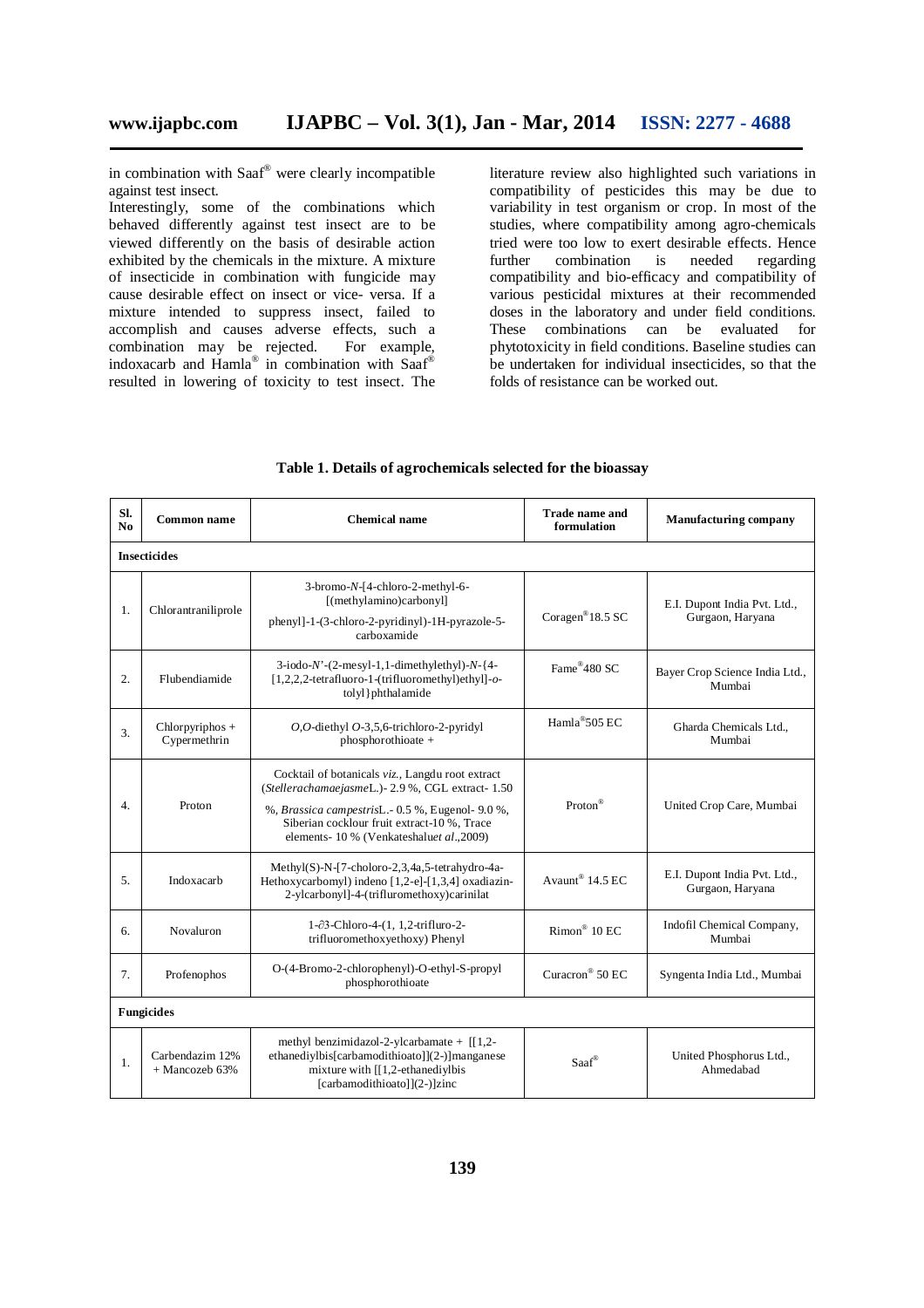in combination with Saaf® were clearly incompatible against test insect.

Interestingly, some of the combinations which behaved differently against test insect are to be viewed differently on the basis of desirable action exhibited by the chemicals in the mixture. A mixture of insecticide in combination with fungicide may cause desirable effect on insect or vice- versa. If a mixture intended to suppress insect, failed to accomplish and causes adverse effects, such a combination may be rejected. For example, indoxacarb and Hamla® in combination with Saaf® resulted in lowering of toxicity to test insect. The literature review also highlighted such variations in compatibility of pesticides this may be due to variability in test organism or crop. In most of the studies, where compatibility among agro-chemicals tried were too low to exert desirable effects. Hence further combination is needed regarding compatibility and bio-efficacy and compatibility of various pesticidal mixtures at their recommended doses in the laboratory and under field conditions. These combinations can be evaluated for phytotoxicity in field conditions. Baseline studies can be undertaken for individual insecticides, so that the folds of resistance can be worked out.

**Table 1. Details of agrochemicals selected for the bioassay**

| Sl. No | Common name | Chemical name | Trade name and formulation | Manufacturing company |
|---|---|---|---|---|
| **Insecticides** | | | | |
| 1. | Chlorantraniliprole | 3-bromo-*N*-[4-chloro-2-methyl-6-[(methylamino)carbonyl] phenyl]-1-(3-chloro-2-pyridinyl)-1H-pyrazole-5-carboxamide | Coragen®18.5 SC | E.I. Dupont India Pvt. Ltd., Gurgaon, Haryana |
| 2. | Flubendiamide | 3-iodo-*N*'-(2-mesyl-1,1-dimethylethyl)-*N*-{4-[1,2,2,2-tetrafluoro-1-(trifluoromethyl)ethyl]-*o*-tolyl}phthalamide | Fame®480 SC | Bayer Crop Science India Ltd., Mumbai |
| 3. | Chlorpyriphos + Cypermethrin | *O,O*-diethyl *O*-3,5,6-trichloro-2-pyridyl phosphorothioate + | Hamla®505 EC | Gharda Chemicals Ltd., Mumbai |
| 4. | Proton | Cocktail of botanicals *viz.,* Langdu root extract (*Stellerachamaejasme*L.)- 2.9 %, CGL extract- 1.50 %, *Brassica campestris*L.- 0.5 %, Eugenol- 9.0 %, Siberian cocklour fruit extract-10 %, Trace elements- 10 % (Venkateshalu*et al*.,2009) | Proton® | United Crop Care, Mumbai |
| 5. | Indoxacarb | Methyl(S)-N-[7-choloro-2,3,4a,5-tetrahydro-4a-Hethoxycarbomyl) indeno [1,2-e]-[1,3,4] oxadiazin-2-ylcarbonyl]-4-(trifluromethoxy)carinilat | Avaunt® 14.5 EC | E.I. Dupont India Pvt. Ltd., Gurgaon, Haryana |
| 6. | Novaluron | 1-∂3-Chloro-4-(1, 1,2-trifluro-2-trifluoromethoxyethoxy) Phenyl | Rimon® 10 EC | Indofil Chemical Company, Mumbai |
| 7. | Profenophos | O-(4-Bromo-2-chlorophenyl)-O-ethyl-S-propyl phosphorothioate | Curacron® 50 EC | Syngenta India Ltd., Mumbai |
| **Fungicides** | | | | |
| 1. | Carbendazim 12% + Mancozeb 63% | methyl benzimidazol-2-ylcarbamate + [[1,2-ethanediylbis[carbamodithioato]](2-)]manganese mixture with [[1,2-ethanediylbis [carbamodithioato]](2-)]zinc | Saaf® | United Phosphorus Ltd., Ahmedabad |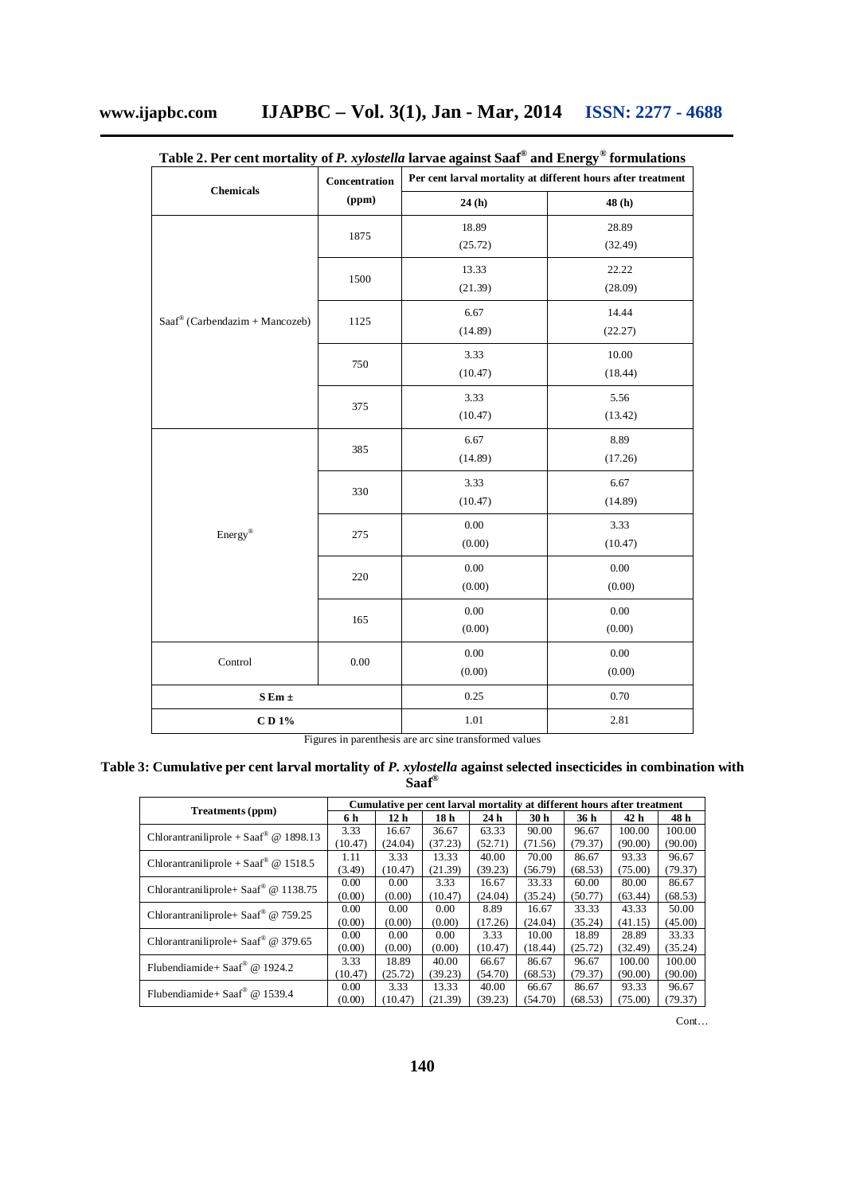**Table 2. Per cent mortality of *P. xylostella* larvae against Saaf® and Energy® formulations**

| Chemicals | Concentration (ppm) | Per cent larval mortality at different hours after treatment | |
|---|---|---|---|
| | | 24 (h) | 48 (h) |
| Saaf® (Carbendazim + Mancozeb) | 1875 | 18.89 (25.72) | 28.89 (32.49) |
| | 1500 | 13.33 (21.39) | 22.22 (28.09) |
| | 1125 | 6.67 (14.89) | 14.44 (22.27) |
| | 750 | 3.33 (10.47) | 10.00 (18.44) |
| | 375 | 3.33 (10.47) | 5.56 (13.42) |
| Energy® | 385 | 6.67 (14.89) | 8.89 (17.26) |
| | 330 | 3.33 (10.47) | 6.67 (14.89) |
| | 275 | 0.00 (0.00) | 3.33 (10.47) |
| | 220 | 0.00 (0.00) | 0.00 (0.00) |
| | 165 | 0.00 (0.00) | 0.00 (0.00) |
| Control | 0.00 | 0.00 (0.00) | 0.00 (0.00) |
| **S Em ±** | | 0.25 | 0.70 |
| **C D 1%** | | 1.01 | 2.81 |

Figures in parenthesis are arc sine transformed values

**Table 3: Cumulative per cent larval mortality of *P. xylostella* against selected insecticides in combination with Saaf®**

| Treatments (ppm) | Cumulative per cent larval mortality at different hours after treatment | | | | | | | |
|---|---|---|---|---|---|---|---|---|
| | 6 h | 12 h | 18 h | 24 h | 30 h | 36 h | 42 h | 48 h |
| Chlorantraniliprole + Saaf® @ 1898.13 | 3.33 (10.47) | 16.67 (24.04) | 36.67 (37.23) | 63.33 (52.71) | 90.00 (71.56) | 96.67 (79.37) | 100.00 (90.00) | 100.00 (90.00) |
| Chlorantraniliprole + Saaf® @ 1518.5 | 1.11 (3.49) | 3.33 (10.47) | 13.33 (21.39) | 40.00 (39.23) | 70.00 (56.79) | 86.67 (68.53) | 93.33 (75.00) | 96.67 (79.37) |
| Chlorantraniliprole+ Saaf® @ 1138.75 | 0.00 (0.00) | 0.00 (0.00) | 3.33 (10.47) | 16.67 (24.04) | 33.33 (35.24) | 60.00 (50.77) | 80.00 (63.44) | 86.67 (68.53) |
| Chlorantraniliprole+ Saaf® @ 759.25 | 0.00 (0.00) | 0.00 (0.00) | 0.00 (0.00) | 8.89 (17.26) | 16.67 (24.04) | 33.33 (35.24) | 43.33 (41.15) | 50.00 (45.00) |
| Chlorantraniliprole+ Saaf® @ 379.65 | 0.00 (0.00) | 0.00 (0.00) | 0.00 (0.00) | 3.33 (10.47) | 10.00 (18.44) | 18.89 (25.72) | 28.89 (32.49) | 33.33 (35.24) |
| Flubendiamide+ Saaf® @ 1924.2 | 3.33 (10.47) | 18.89 (25.72) | 40.00 (39.23) | 66.67 (54.70) | 86.67 (68.53) | 96.67 (79.37) | 100.00 (90.00) | 100.00 (90.00) |
| Flubendiamide+ Saaf® @ 1539.4 | 0.00 (0.00) | 3.33 (10.47) | 13.33 (21.39) | 40.00 (39.23) | 66.67 (54.70) | 86.67 (68.53) | 93.33 (75.00) | 96.67 (79.37) |

Cont…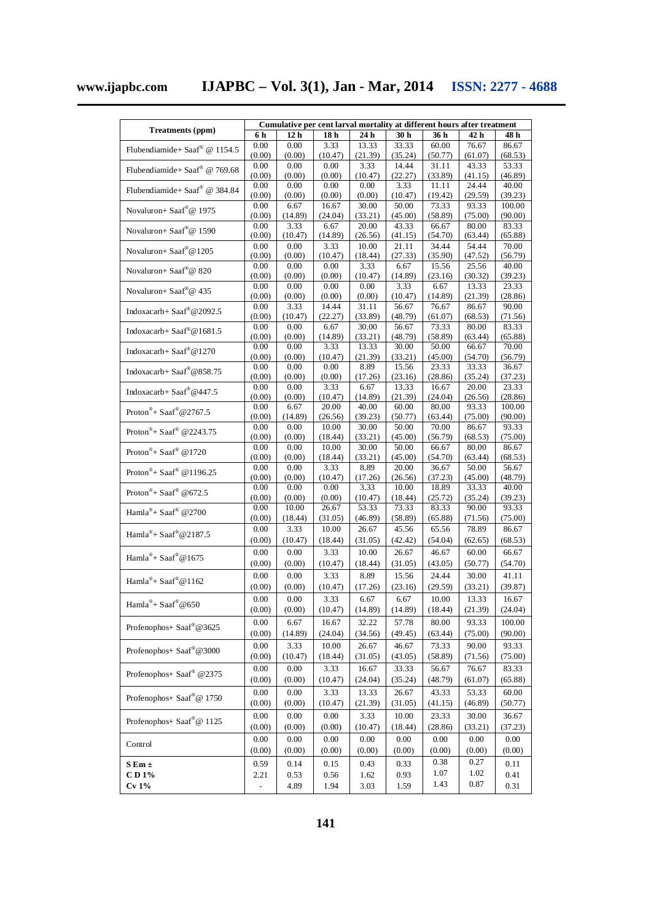| Treatments (ppm) | Cumulative per cent larval mortality at different hours after treatment | | | | | | | |
|---|---|---|---|---|---|---|---|---|
| | 6 h | 12 h | 18 h | 24 h | 30 h | 36 h | 42 h | 48 h |
| Flubendiamide+ Saaf® @ 1154.5 | 0.00 (0.00) | 0.00 (0.00) | 3.33 (10.47) | 13.33 (21.39) | 33.33 (35.24) | 60.00 (50.77) | 76.67 (61.07) | 86.67 (68.53) |
| Flubendiamide+ Saaf® @ 769.68 | 0.00 (0.00) | 0.00 (0.00) | 0.00 (0.00) | 3.33 (10.47) | 14.44 (22.27) | 31.11 (33.89) | 43.33 (41.15) | 53.33 (46.89) |
| Flubendiamide+ Saaf® @ 384.84 | 0.00 (0.00) | 0.00 (0.00) | 0.00 (0.00) | 0.00 (0.00) | 3.33 (10.47) | 11.11 (19.42) | 24.44 (29.59) | 40.00 (39.23) |
| Novaluron+ Saaf®@ 1975 | 0.00 (0.00) | 6.67 (14.89) | 16.67 (24.04) | 30.00 (33.21) | 50.00 (45.00) | 73.33 (58.89) | 93.33 (75.00) | 100.00 (90.00) |
| Novaluron+ Saaf®@ 1590 | 0.00 (0.00) | 3.33 (10.47) | 6.67 (14.89) | 20.00 (26.56) | 43.33 (41.15) | 66.67 (54.70) | 80.00 (63.44) | 83.33 (65.88) |
| Novaluron+ Saaf®@1205 | 0.00 (0.00) | 0.00 (0.00) | 3.33 (10.47) | 10.00 (18.44) | 21.11 (27.33) | 34.44 (35.90) | 54.44 (47.52) | 70.00 (56.79) |
| Novaluron+ Saaf®@ 820 | 0.00 (0.00) | 0.00 (0.00) | 0.00 (0.00) | 3.33 (10.47) | 6.67 (14.89) | 15.56 (23.16) | 25.56 (30.32) | 40.00 (39.23) |
| Novaluron+ Saaf®@ 435 | 0.00 (0.00) | 0.00 (0.00) | 0.00 (0.00) | 0.00 (0.00) | 3.33 (10.47) | 6.67 (14.89) | 13.33 (21.39) | 23.33 (28.86) |
| Indoxacarb+ Saaf®@2092.5 | 0.00 (0.00) | 3.33 (10.47) | 14.44 (22.27) | 31.11 (33.89) | 56.67 (48.79) | 76.67 (61.07) | 86.67 (68.53) | 90.00 (71.56) |
| Indoxacarb+ Saaf®@1681.5 | 0.00 (0.00) | 0.00 (0.00) | 6.67 (14.89) | 30.00 (33.21) | 56.67 (48.79) | 73.33 (58.89) | 80.00 (63.44) | 83.33 (65.88) |
| Indoxacarb+ Saaf®@1270 | 0.00 (0.00) | 0.00 (0.00) | 3.33 (10.47) | 13.33 (21.39) | 30.00 (33.21) | 50.00 (45.00) | 66.67 (54.70) | 70.00 (56.79) |
| Indoxacarb+ Saaf®@858.75 | 0.00 (0.00) | 0.00 (0.00) | 0.00 (0.00) | 8.89 (17.26) | 15.56 (23.16) | 23.33 (28.86) | 33.33 (35.24) | 36.67 (37.23) |
| Indoxacarb+ Saaf®@447.5 | 0.00 (0.00) | 0.00 (0.00) | 3.33 (10.47) | 6.67 (14.89) | 13.33 (21.39) | 16.67 (24.04) | 20.00 (26.56) | 23.33 (28.86) |
| Proton®+ Saaf®@2767.5 | 0.00 (0.00) | 6.67 (14.89) | 20.00 (26.56) | 40.00 (39.23) | 60.00 (50.77) | 80.00 (63.44) | 93.33 (75.00) | 100.00 (90.00) |
| Proton®+ Saaf® @2243.75 | 0.00 (0.00) | 0.00 (0.00) | 10.00 (18.44) | 30.00 (33.21) | 50.00 (45.00) | 70.00 (56.79) | 86.67 (68.53) | 93.33 (75.00) |
| Proton®+ Saaf® @1720 | 0.00 (0.00) | 0.00 (0.00) | 10.00 (18.44) | 30.00 (33.21) | 50.00 (45.00) | 66.67 (54.70) | 80.00 (63.44) | 86.67 (68.53) |
| Proton®+ Saaf® @1196.25 | 0.00 (0.00) | 0.00 (0.00) | 3.33 (10.47) | 8.89 (17.26) | 20.00 (26.56) | 36.67 (37.23) | 50.00 (45.00) | 56.67 (48.79) |
| Proton®+ Saaf® @672.5 | 0.00 (0.00) | 0.00 (0.00) | 0.00 (0.00) | 3.33 (10.47) | 10.00 (18.44) | 18.89 (25.72) | 33.33 (35.24) | 40.00 (39.23) |
| Hamla®+ Saaf® @2700 | 0.00 (0.00) | 10.00 (18.44) | 26.67 (31.05) | 53.33 (46.89) | 73.33 (58.89) | 83.33 (65.88) | 90.00 (71.56) | 93.33 (75.00) |
| Hamla®+ Saaf®@2187.5 | 0.00 (0.00) | 3.33 (10.47) | 10.00 (18.44) | 26.67 (31.05) | 45.56 (42.42) | 65.56 (54.04) | 78.89 (62.65) | 86.67 (68.53) |
| Hamla®+ Saaf®@1675 | 0.00 (0.00) | 0.00 (0.00) | 3.33 (10.47) | 10.00 (18.44) | 26.67 (31.05) | 46.67 (43.05) | 60.00 (50.77) | 66.67 (54.70) |
| Hamla®+ Saaf®@1162 | 0.00 (0.00) | 0.00 (0.00) | 3.33 (10.47) | 8.89 (17.26) | 15.56 (23.16) | 24.44 (29.59) | 30.00 (33.21) | 41.11 (39.87) |
| Hamla®+ Saaf®@650 | 0.00 (0.00) | 0.00 (0.00) | 3.33 (10.47) | 6.67 (14.89) | 6.67 (14.89) | 10.00 (18.44) | 13.33 (21.39) | 16.67 (24.04) |
| Profenophos+ Saaf®@3625 | 0.00 (0.00) | 6.67 (14.89) | 16.67 (24.04) | 32.22 (34.56) | 57.78 (49.45) | 80.00 (63.44) | 93.33 (75.00) | 100.00 (90.00) |
| Profenophos+ Saaf®@3000 | 0.00 (0.00) | 3.33 (10.47) | 10.00 (18.44) | 26.67 (31.05) | 46.67 (43.05) | 73.33 (58.89) | 90.00 (71.56) | 93.33 (75.00) |
| Profenophos+ Saaf® @2375 | 0.00 (0.00) | 0.00 (0.00) | 3.33 (10.47) | 16.67 (24.04) | 33.33 (35.24) | 56.67 (48.79) | 76.67 (61.07) | 83.33 (65.88) |
| Profenophos+ Saaf®@ 1750 | 0.00 (0.00) | 0.00 (0.00) | 3.33 (10.47) | 13.33 (21.39) | 26.67 (31.05) | 43.33 (41.15) | 53.33 (46.89) | 60.00 (50.77) |
| Profenophos+ Saaf®@ 1125 | 0.00 (0.00) | 0.00 (0.00) | 0.00 (0.00) | 3.33 (10.47) | 10.00 (18.44) | 23.33 (28.86) | 30.00 (33.21) | 36.67 (37.23) |
| Control | 0.00 (0.00) | 0.00 (0.00) | 0.00 (0.00) | 0.00 (0.00) | 0.00 (0.00) | 0.00 (0.00) | 0.00 (0.00) | 0.00 (0.00) |
| **S Em ±** | 0.59 | 0.14 | 0.15 | 0.43 | 0.33 | 0.38 | 0.27 | 0.11 |
| **C D 1%** | 2.21 | 0.53 | 0.56 | 1.62 | 0.93 | 1.07 | 1.02 | 0.41 |
| **Cv 1%** | - | 4.89 | 1.94 | 3.03 | 1.59 | 1.43 | 0.87 | 0.31 |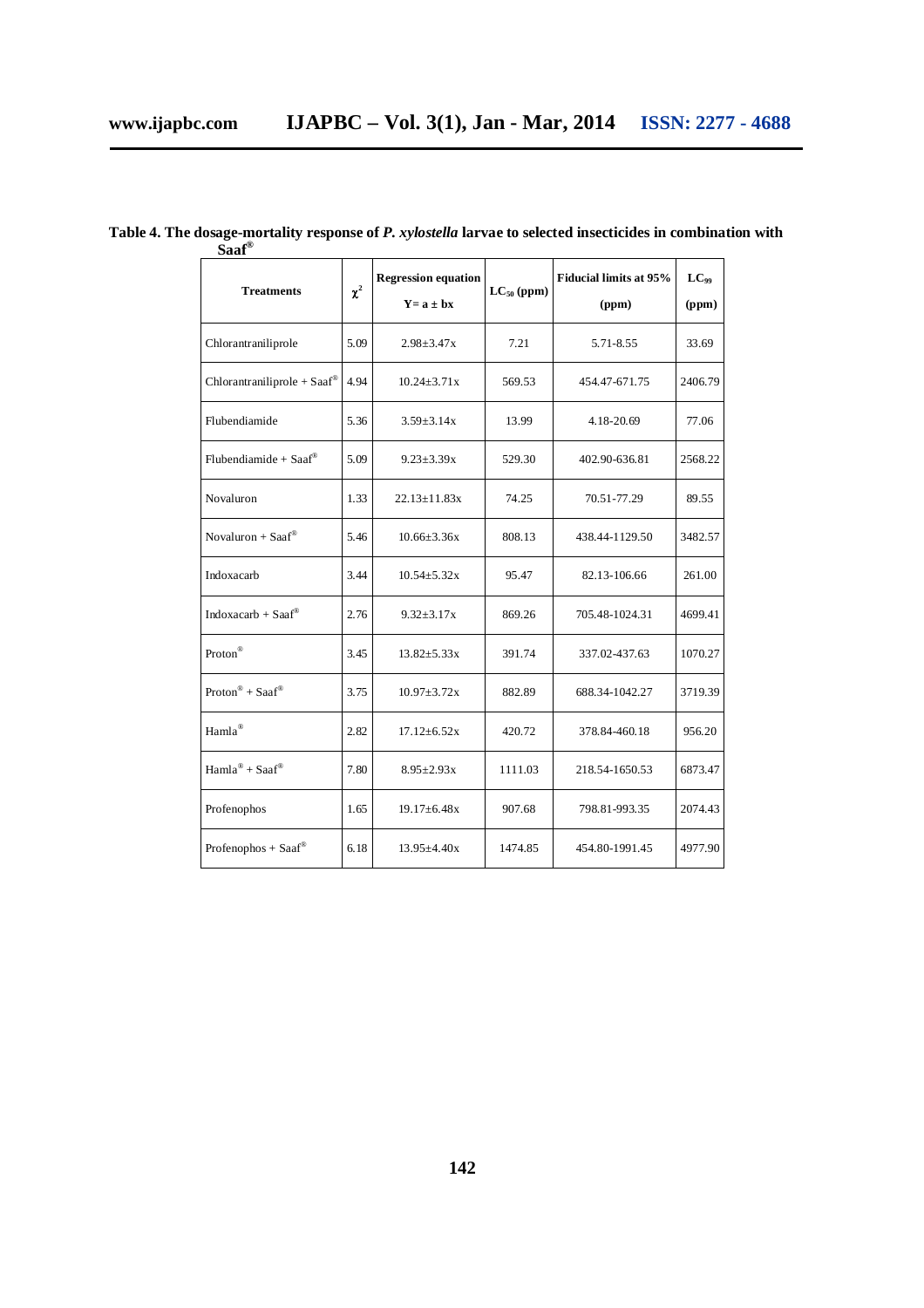**Table 4. The dosage-mortality response of *P. xylostella* larvae to selected insecticides in combination with Saaf®**

| Treatments | $\chi^2$ | Regression equation $Y = a \pm bx$ | $LC_{50}$ (ppm) | Fiducial limits at 95% (ppm) | $LC_{99}$ (ppm) |
|---|---|---|---|---|---|
| Chlorantraniliprole | 5.09 | 2.98±3.47x | 7.21 | 5.71-8.55 | 33.69 |
| Chlorantraniliprole + Saaf® | 4.94 | 10.24±3.71x | 569.53 | 454.47-671.75 | 2406.79 |
| Flubendiamide | 5.36 | 3.59±3.14x | 13.99 | 4.18-20.69 | 77.06 |
| Flubendiamide + Saaf® | 5.09 | 9.23±3.39x | 529.30 | 402.90-636.81 | 2568.22 |
| Novaluron | 1.33 | 22.13±11.83x | 74.25 | 70.51-77.29 | 89.55 |
| Novaluron + Saaf® | 5.46 | 10.66±3.36x | 808.13 | 438.44-1129.50 | 3482.57 |
| Indoxacarb | 3.44 | 10.54±5.32x | 95.47 | 82.13-106.66 | 261.00 |
| Indoxacarb + Saaf® | 2.76 | 9.32±3.17x | 869.26 | 705.48-1024.31 | 4699.41 |
| Proton® | 3.45 | 13.82±5.33x | 391.74 | 337.02-437.63 | 1070.27 |
| Proton® + Saaf® | 3.75 | 10.97±3.72x | 882.89 | 688.34-1042.27 | 3719.39 |
| Hamla® | 2.82 | 17.12±6.52x | 420.72 | 378.84-460.18 | 956.20 |
| Hamla® + Saaf® | 7.80 | 8.95±2.93x | 1111.03 | 218.54-1650.53 | 6873.47 |
| Profenophos | 1.65 | 19.17±6.48x | 907.68 | 798.81-993.35 | 2074.43 |
| Profenophos + Saaf® | 6.18 | 13.95±4.40x | 1474.85 | 454.80-1991.45 | 4977.90 |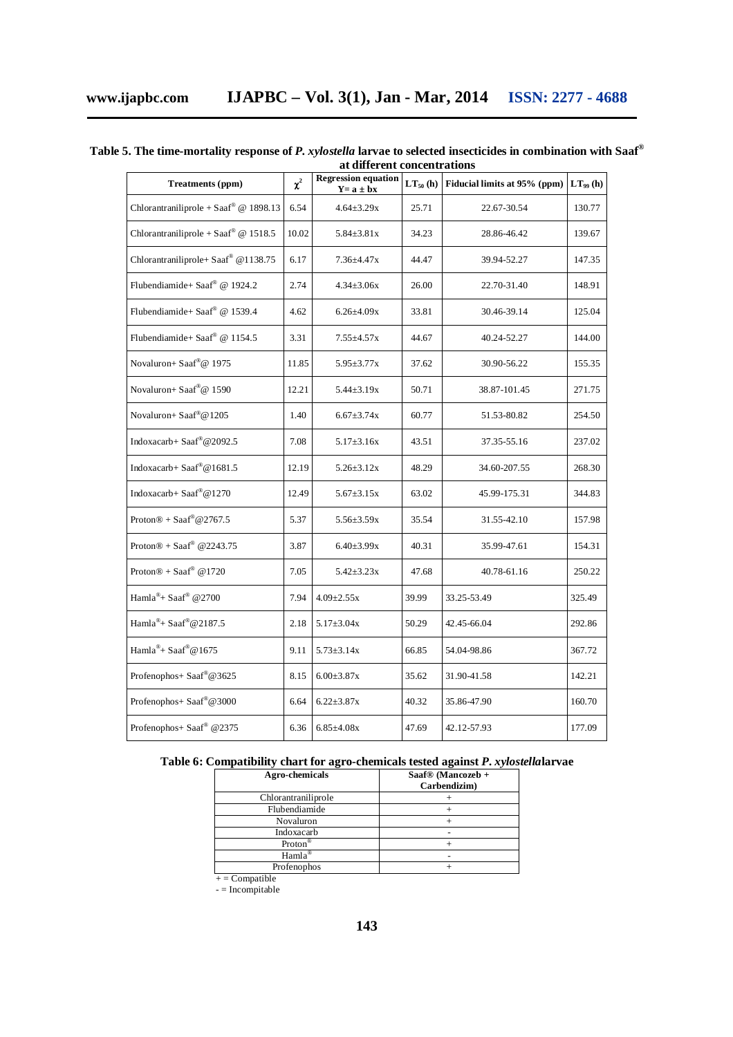**Table 5. The time-mortality response of *P. xylostella* larvae to selected insecticides in combination with Saaf® at different concentrations**

| Treatments (ppm) | $\chi^2$ | Regression equation $Y = a \pm bx$ | $LT_{50}$ (h) | Fiducial limits at 95% (ppm) | $LT_{99}$ (h) |
|---|---|---|---|---|---|
| Chlorantraniliprole + Saaf® @ 1898.13 | 6.54 | 4.64±3.29x | 25.71 | 22.67-30.54 | 130.77 |
| Chlorantraniliprole + Saaf® @ 1518.5 | 10.02 | 5.84±3.81x | 34.23 | 28.86-46.42 | 139.67 |
| Chlorantraniliprole+ Saaf® @1138.75 | 6.17 | 7.36±4.47x | 44.47 | 39.94-52.27 | 147.35 |
| Flubendiamide+ Saaf® @ 1924.2 | 2.74 | 4.34±3.06x | 26.00 | 22.70-31.40 | 148.91 |
| Flubendiamide+ Saaf® @ 1539.4 | 4.62 | 6.26±4.09x | 33.81 | 30.46-39.14 | 125.04 |
| Flubendiamide+ Saaf® @ 1154.5 | 3.31 | 7.55±4.57x | 44.67 | 40.24-52.27 | 144.00 |
| Novaluron+ Saaf®@ 1975 | 11.85 | 5.95±3.77x | 37.62 | 30.90-56.22 | 155.35 |
| Novaluron+ Saaf®@ 1590 | 12.21 | 5.44±3.19x | 50.71 | 38.87-101.45 | 271.75 |
| Novaluron+ Saaf®@1205 | 1.40 | 6.67±3.74x | 60.77 | 51.53-80.82 | 254.50 |
| Indoxacarb+ Saaf®@2092.5 | 7.08 | 5.17±3.16x | 43.51 | 37.35-55.16 | 237.02 |
| Indoxacarb+ Saaf®@1681.5 | 12.19 | 5.26±3.12x | 48.29 | 34.60-207.55 | 268.30 |
| Indoxacarb+ Saaf®@1270 | 12.49 | 5.67±3.15x | 63.02 | 45.99-175.31 | 344.83 |
| Proton® + Saaf®@2767.5 | 5.37 | 5.56±3.59x | 35.54 | 31.55-42.10 | 157.98 |
| Proton® + Saaf® @2243.75 | 3.87 | 6.40±3.99x | 40.31 | 35.99-47.61 | 154.31 |
| Proton® + Saaf® @1720 | 7.05 | 5.42±3.23x | 47.68 | 40.78-61.16 | 250.22 |
| Hamla®+ Saaf® @2700 | 7.94 | 4.09±2.55x | 39.99 | 33.25-53.49 | 325.49 |
| Hamla®+ Saaf®@2187.5 | 2.18 | 5.17±3.04x | 50.29 | 42.45-66.04 | 292.86 |
| Hamla®+ Saaf®@1675 | 9.11 | 5.73±3.14x | 66.85 | 54.04-98.86 | 367.72 |
| Profenophos+ Saaf®@3625 | 8.15 | 6.00±3.87x | 35.62 | 31.90-41.58 | 142.21 |
| Profenophos+ Saaf®@3000 | 6.64 | 6.22±3.87x | 40.32 | 35.86-47.90 | 160.70 |
| Profenophos+ Saaf® @2375 | 6.36 | 6.85±4.08x | 47.69 | 42.12-57.93 | 177.09 |

**Table 6: Compatibility chart for agro-chemicals tested against *P. xylostella* larvae**

| Agro-chemicals | Saaf® (Mancozeb + Carbendizim) |
|---|---|
| Chlorantraniliprole | + |
| Flubendiamide | + |
| Novaluron | + |
| Indoxacarb | - |
| Proton® | + |
| Hamla® | - |
| Profenophos | + |

+ = Compatible

- = Incompitable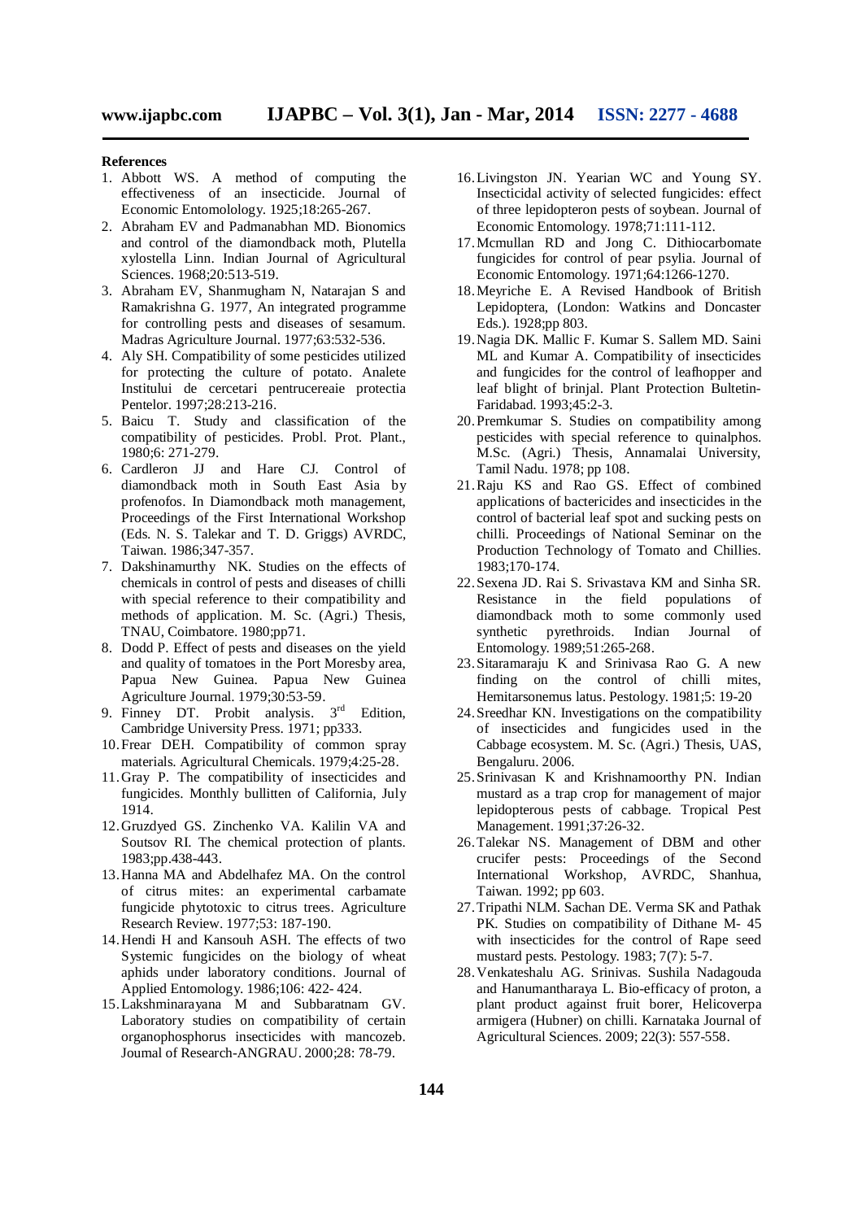**References**

1. Abbott WS. A method of computing the effectiveness of an insecticide. Journal of Economic Entomolology. 1925;18:265-267.
2. Abraham EV and Padmanabhan MD. Bionomics and control of the diamondback moth, Plutella xylostella Linn. Indian Journal of Agricultural Sciences. 1968;20:513-519.
3. Abraham EV, Shanmugham N, Natarajan S and Ramakrishna G. 1977, An integrated programme for controlling pests and diseases of sesamum. Madras Agriculture Journal. 1977;63:532-536.
4. Aly SH. Compatibility of some pesticides utilized for protecting the culture of potato. Analete Institului de cercetari pentrucereaie protectia Pentelor. 1997;28:213-216.
5. Baicu T. Study and classification of the compatibility of pesticides. Probl. Prot. Plant., 1980;6: 271-279.
6. Cardleron JJ and Hare CJ. Control of diamondback moth in South East Asia by profenofos. In Diamondback moth management, Proceedings of the First International Workshop (Eds. N. S. Talekar and T. D. Griggs) AVRDC, Taiwan. 1986;347-357.
7. Dakshinamurthy NK. Studies on the effects of chemicals in control of pests and diseases of chilli with special reference to their compatibility and methods of application. M. Sc. (Agri.) Thesis, TNAU, Coimbatore. 1980;pp71.
8. Dodd P. Effect of pests and diseases on the yield and quality of tomatoes in the Port Moresby area, Papua New Guinea. Papua New Guinea Agriculture Journal. 1979;30:53-59.
9. Finney DT. Probit analysis. 3rd Edition, Cambridge University Press. 1971; pp333.
10. Frear DEH. Compatibility of common spray materials. Agricultural Chemicals. 1979;4:25-28.
11. Gray P. The compatibility of insecticides and fungicides. Monthly bullitten of California, July 1914.
12. Gruzdyed GS. Zinchenko VA. Kalilin VA and Soutsov RI. The chemical protection of plants. 1983;pp.438-443.
13. Hanna MA and Abdelhafez MA. On the control of citrus mites: an experimental carbamate fungicide phytotoxic to citrus trees. Agriculture Research Review. 1977;53: 187-190.
14. Hendi H and Kansouh ASH. The effects of two Systemic fungicides on the biology of wheat aphids under laboratory conditions. Journal of Applied Entomology. 1986;106: 422- 424.
15. Lakshminarayana M and Subbaratnam GV. Laboratory studies on compatibility of certain organophosphorus insecticides with mancozeb. Joumal of Research-ANGRAU. 2000;28: 78-79.
16. Livingston JN. Yearian WC and Young SY. Insecticidal activity of selected fungicides: effect of three lepidopteron pests of soybean. Journal of Economic Entomology. 1978;71:111-112.
17. Mcmullan RD and Jong C. Dithiocarbomate fungicides for control of pear psylia. Journal of Economic Entomology. 1971;64:1266-1270.
18. Meyriche E. A Revised Handbook of British Lepidoptera, (London: Watkins and Doncaster Eds.). 1928;pp 803.
19. Nagia DK. Mallic F. Kumar S. Sallem MD. Saini ML and Kumar A. Compatibility of insecticides and fungicides for the control of leafhopper and leaf blight of brinjal. Plant Protection Bulteti­n-Faridabad. 1993;45:2-3.
20. Premkumar S. Studies on compatibility among pesticides with special reference to quinalphos. M.Sc. (Agri.) Thesis, Annamalai University, Tamil Nadu. 1978; pp 108.
21. Raju KS and Rao GS. Effect of combined applications of bactericides and insecticides in the control of bacterial leaf spot and sucking pests on chilli. Proceedings of National Seminar on the Production Technology of Tomato and Chillies. 1983;170-174.
22. Sexena JD. Rai S. Srivastava KM and Sinha SR. Resistance in the field populations of diamondback moth to some commonly used synthetic pyrethroids. Indian Journal of Entomology. 1989;51:265-268.
23. Sitaramaraju K and Srinivasa Rao G. A new finding on the control of chilli mites, Hemitarsonemus latus. Pestology. 1981;5: 19-20
24. Sreedhar KN. Investigations on the compatibility of insecticides and fungicides used in the Cabbage ecosystem. M. Sc. (Agri.) Thesis, UAS, Bengaluru. 2006.
25. Srinivasan K and Krishnamoorthy PN. Indian mustard as a trap crop for management of major lepidopterous pests of cabbage. Tropical Pest Management. 1991;37:26-32.
26. Talekar NS. Management of DBM and other crucifer pests: Proceedings of the Second International Workshop, AVRDC, Shanhua, Taiwan. 1992; pp 603.
27. Tripathi NLM. Sachan DE. Verma SK and Pathak PK. Studies on compatibility of Dithane M- 45 with insecticides for the control of Rape seed mustard pests. Pestology. 1983; 7(7): 5-7.
28. Venkateshalu AG. Srinivas. Sushila Nadagouda and Hanumantharaya L. Bio-efficacy of proton, a plant product against fruit borer, Helicoverpa armigera (Hubner) on chilli. Karnataka Journal of Agricultural Sciences. 2009; 22(3): 557-558.